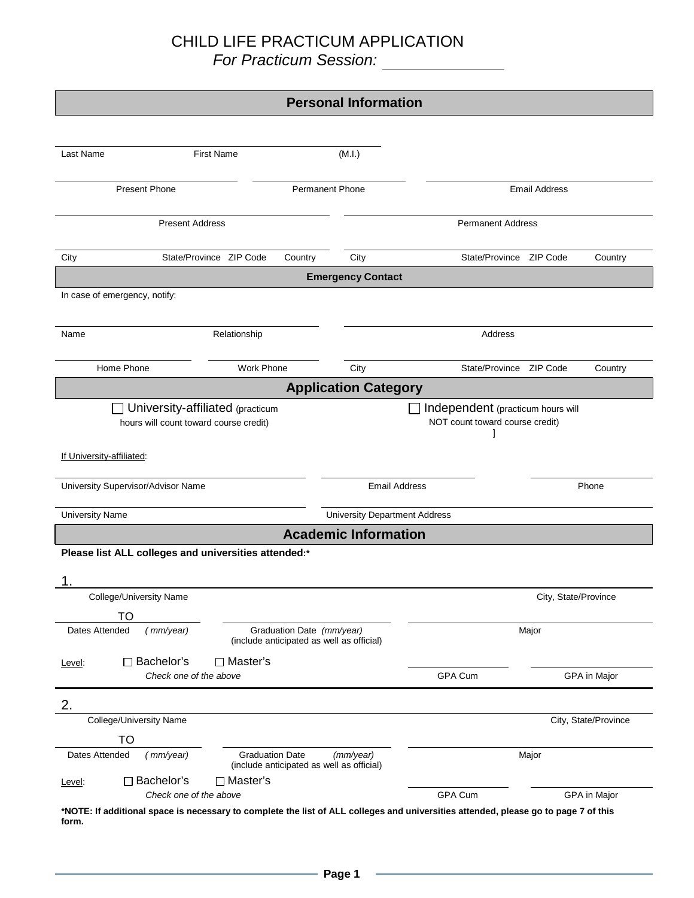# CHILD LIFE PRACTICUM APPLICATION

*For Practicum Session:* ______________

## Personal Information

Last Name | First Name | (M.I.)

Present Phone | Permanent Phone | Email Address

Present Address | Permanent Address

City | State/Province | ZIP Code | Country | City | State/Province | ZIP Code | Country

### Emergency Contact

In case of emergency, notify:

Name | Relationship | Address

Home Phone | Work Phone | City | State/Province | ZIP Code | Country

## Application Category

☐ University-affiliated (practicum hours will count toward course credit)

☐ Independent (practicum hours will NOT count toward course credit) ]

If University-affiliated:

University Supervisor/Advisor Name | Email Address | Phone

University Name | University Department Address

## Academic Information

**Please list ALL colleges and universities attended:***

1.

College/University Name | City, State/Province

TO

Dates Attended *( mm/year)* | Graduation Date *(mm/year)* (include anticipated as well as official) | Major

Level: ☐ Bachelor's ☐ Master's

*Check one of the above*

GPA Cum | GPA in Major

2.

College/University Name | City, State/Province

TO

Dates Attended *( mm/year)* | Graduation Date *(mm/year)* (include anticipated as well as official) | Major

Level: ☐ Bachelor's ☐ Master's

*Check one of the above*

GPA Cum | GPA in Major

***NOTE: If additional space is necessary to complete the list of ALL colleges and universities attended, please go to page 7 of this form.**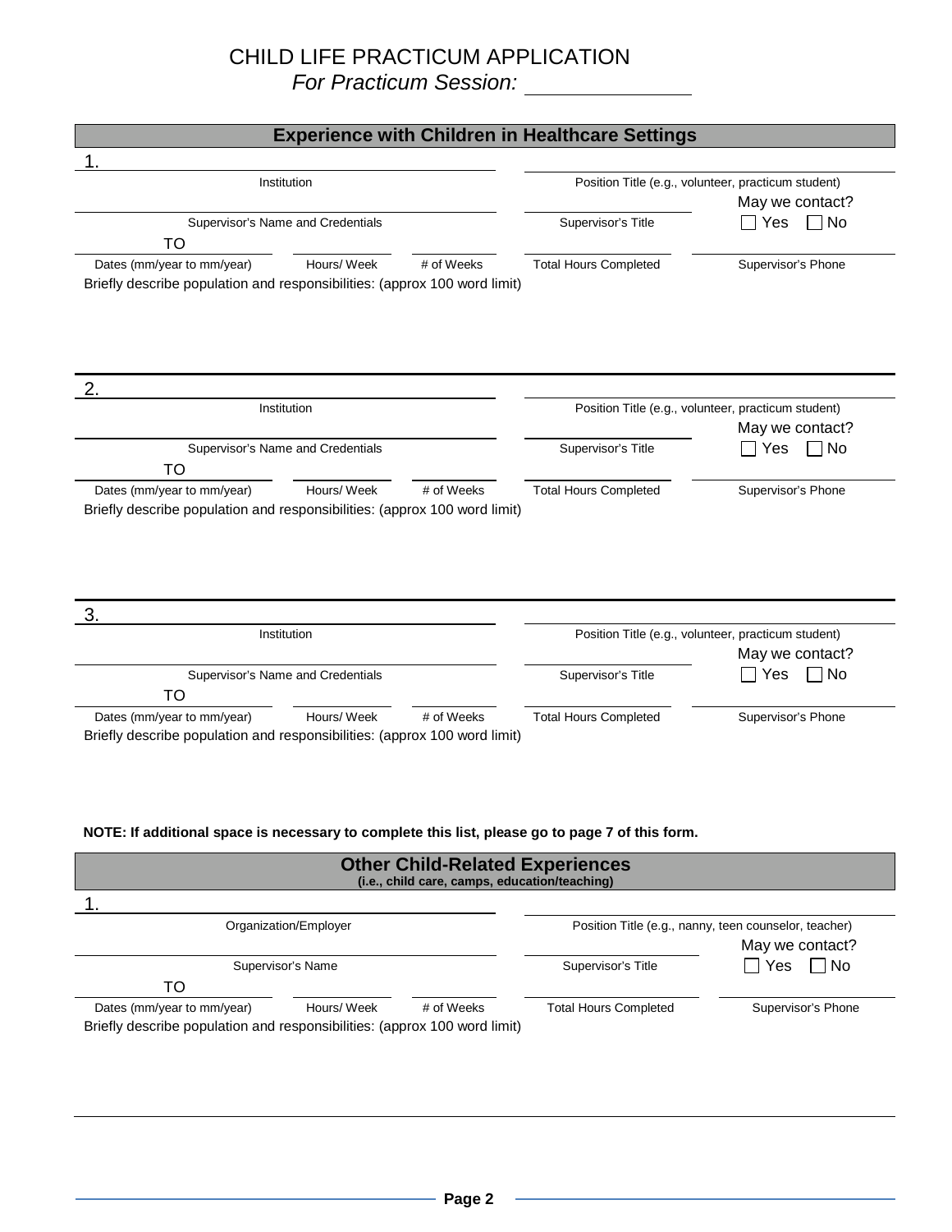# CHILD LIFE PRACTICUM APPLICATION

*For Practicum Session:* ______________

## Experience with Children in Healthcare Settings

1.

Institution

Position Title (e.g., volunteer, practicum student)

Supervisor's Name and Credentials

Supervisor's Title

May we contact? ☐ Yes ☐ No

TO

Dates (mm/year to mm/year) | Hours/ Week | # of Weeks | Total Hours Completed | Supervisor's Phone

Briefly describe population and responsibilities: (approx 100 word limit)

2.

Institution

Position Title (e.g., volunteer, practicum student)

Supervisor's Name and Credentials

Supervisor's Title

May we contact? ☐ Yes ☐ No

TO

Dates (mm/year to mm/year) | Hours/ Week | # of Weeks | Total Hours Completed | Supervisor's Phone

Briefly describe population and responsibilities: (approx 100 word limit)

3.

Institution

Position Title (e.g., volunteer, practicum student)

Supervisor's Name and Credentials

Supervisor's Title

May we contact? ☐ Yes ☐ No

TO

Dates (mm/year to mm/year) | Hours/ Week | # of Weeks | Total Hours Completed | Supervisor's Phone

Briefly describe population and responsibilities: (approx 100 word limit)

**NOTE: If additional space is necessary to complete this list, please go to page 7 of this form.**

## Other Child-Related Experiences

**(i.e., child care, camps, education/teaching)**

1.

Organization/Employer

Position Title (e.g., nanny, teen counselor, teacher)

Supervisor's Name

Supervisor's Title

May we contact? ☐ Yes ☐ No

TO

Dates (mm/year to mm/year) | Hours/ Week | # of Weeks | Total Hours Completed | Supervisor's Phone

Briefly describe population and responsibilities: (approx 100 word limit)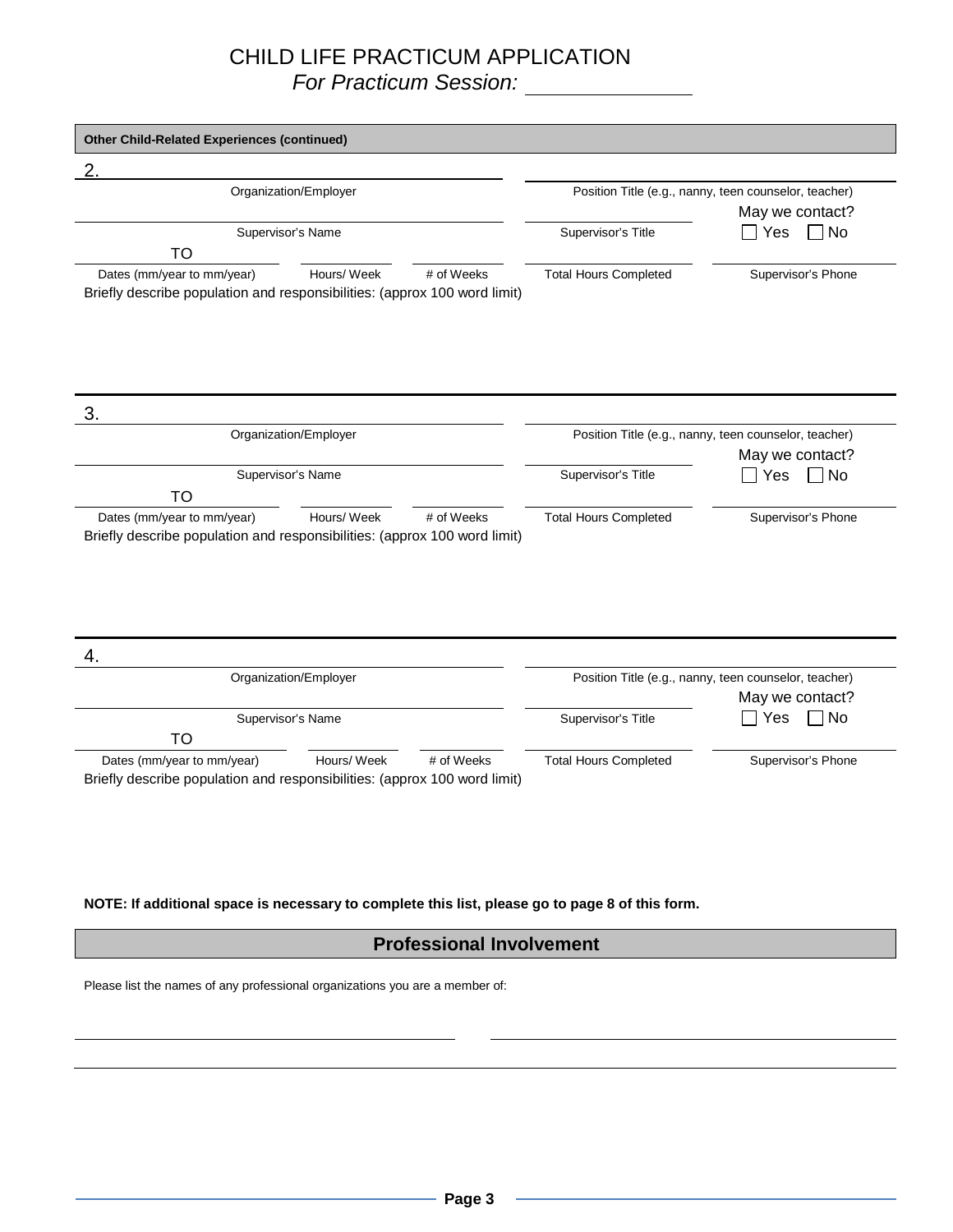# CHILD LIFE PRACTICUM APPLICATION

*For Practicum Session:* \_\_\_\_\_\_\_\_\_\_\_\_\_\_

**Other Child-Related Experiences (continued)**

2.

Organization/Employer | Position Title (e.g., nanny, teen counselor, teacher)

Supervisor's Name | Supervisor's Title | May we contact? ☐ Yes ☐ No

TO

Dates (mm/year to mm/year) | Hours/ Week | # of Weeks | Total Hours Completed | Supervisor's Phone

Briefly describe population and responsibilities: (approx 100 word limit)

3.

Organization/Employer | Position Title (e.g., nanny, teen counselor, teacher)

Supervisor's Name | Supervisor's Title | May we contact? ☐ Yes ☐ No

TO

Dates (mm/year to mm/year) | Hours/ Week | # of Weeks | Total Hours Completed | Supervisor's Phone

Briefly describe population and responsibilities: (approx 100 word limit)

4.

Organization/Employer | Position Title (e.g., nanny, teen counselor, teacher)

Supervisor's Name | Supervisor's Title | May we contact? ☐ Yes ☐ No

TO

Dates (mm/year to mm/year) | Hours/ Week | # of Weeks | Total Hours Completed | Supervisor's Phone

Briefly describe population and responsibilities: (approx 100 word limit)

**NOTE: If additional space is necessary to complete this list, please go to page 8 of this form.**

## Professional Involvement

Please list the names of any professional organizations you are a member of: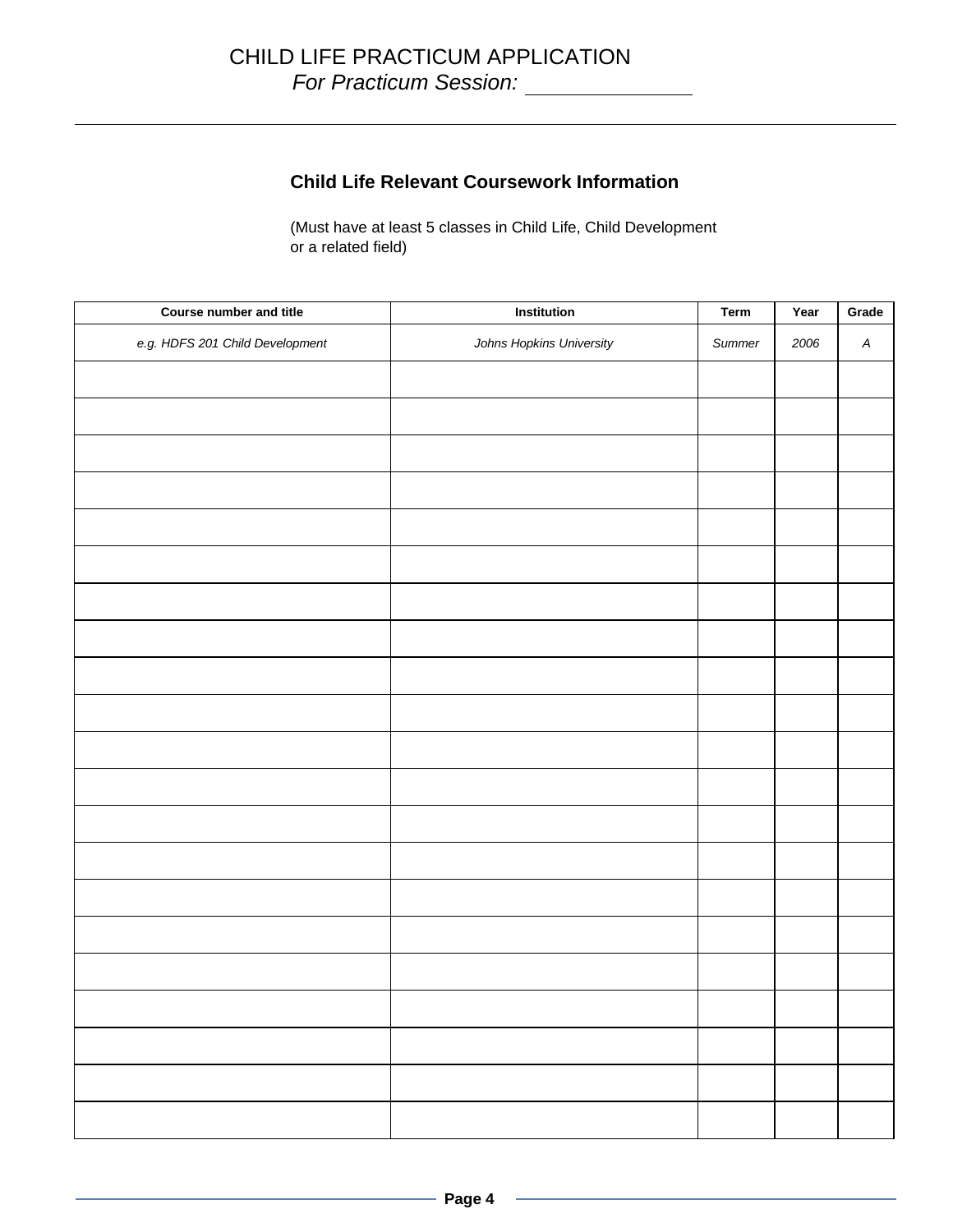# CHILD LIFE PRACTICUM APPLICATION

*For Practicum Session:* ______________

## Child Life Relevant Coursework Information

(Must have at least 5 classes in Child Life, Child Development or a related field)

| Course number and title | Institution | Term | Year | Grade |
|---|---|---|---|---|
| *e.g. HDFS 201 Child Development* | *Johns Hopkins University* | *Summer* | *2006* | *A* |
| | | | | |
| | | | | |
| | | | | |
| | | | | |
| | | | | |
| | | | | |
| | | | | |
| | | | | |
| | | | | |
| | | | | |
| | | | | |
| | | | | |
| | | | | |
| | | | | |
| | | | | |
| | | | | |
| | | | | |
| | | | | |
| | | | | |
| | | | | |
| | | | | |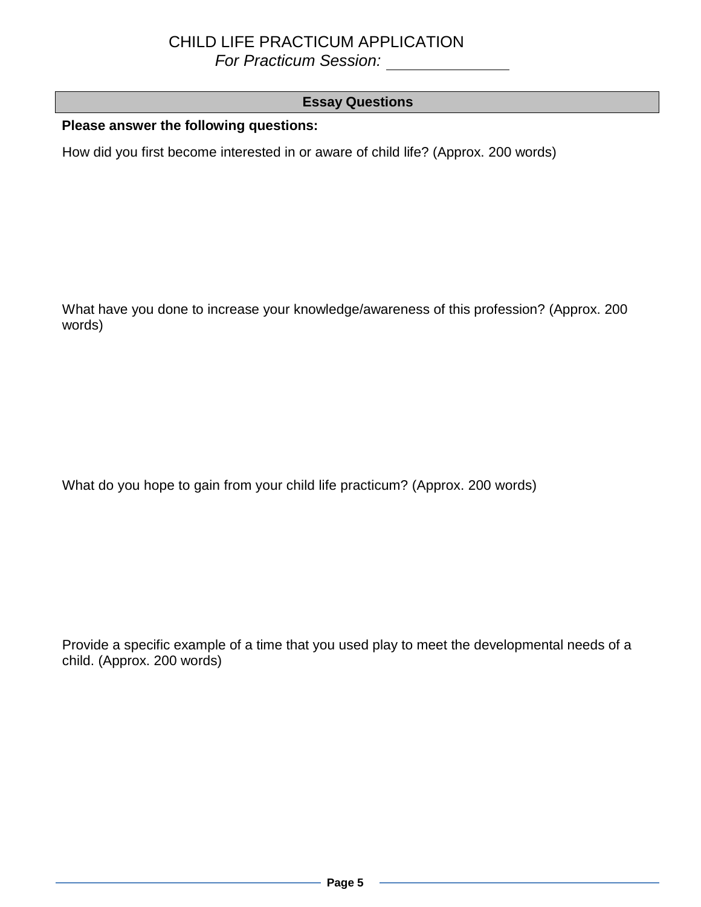# CHILD LIFE PRACTICUM APPLICATION

*For Practicum Session:* ______________

## Essay Questions

**Please answer the following questions:**

How did you first become interested in or aware of child life? (Approx. 200 words)

What have you done to increase your knowledge/awareness of this profession? (Approx. 200 words)

What do you hope to gain from your child life practicum? (Approx. 200 words)

Provide a specific example of a time that you used play to meet the developmental needs of a child. (Approx. 200 words)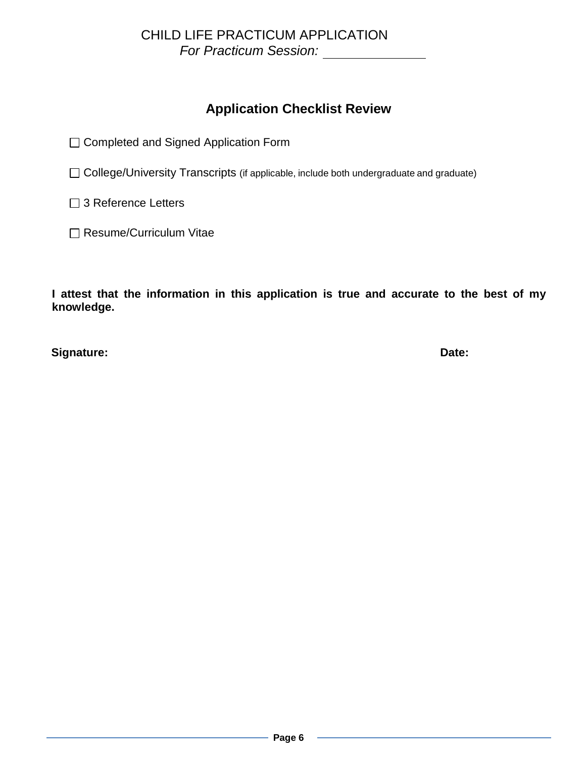CHILD LIFE PRACTICUM APPLICATION

*For Practicum Session:* ______________

## Application Checklist Review

☐ Completed and Signed Application Form

☐ College/University Transcripts (if applicable, include both undergraduate and graduate)

☐ 3 Reference Letters

☐ Resume/Curriculum Vitae

**I attest that the information in this application is true and accurate to the best of my knowledge.**

**Signature:** **Date:**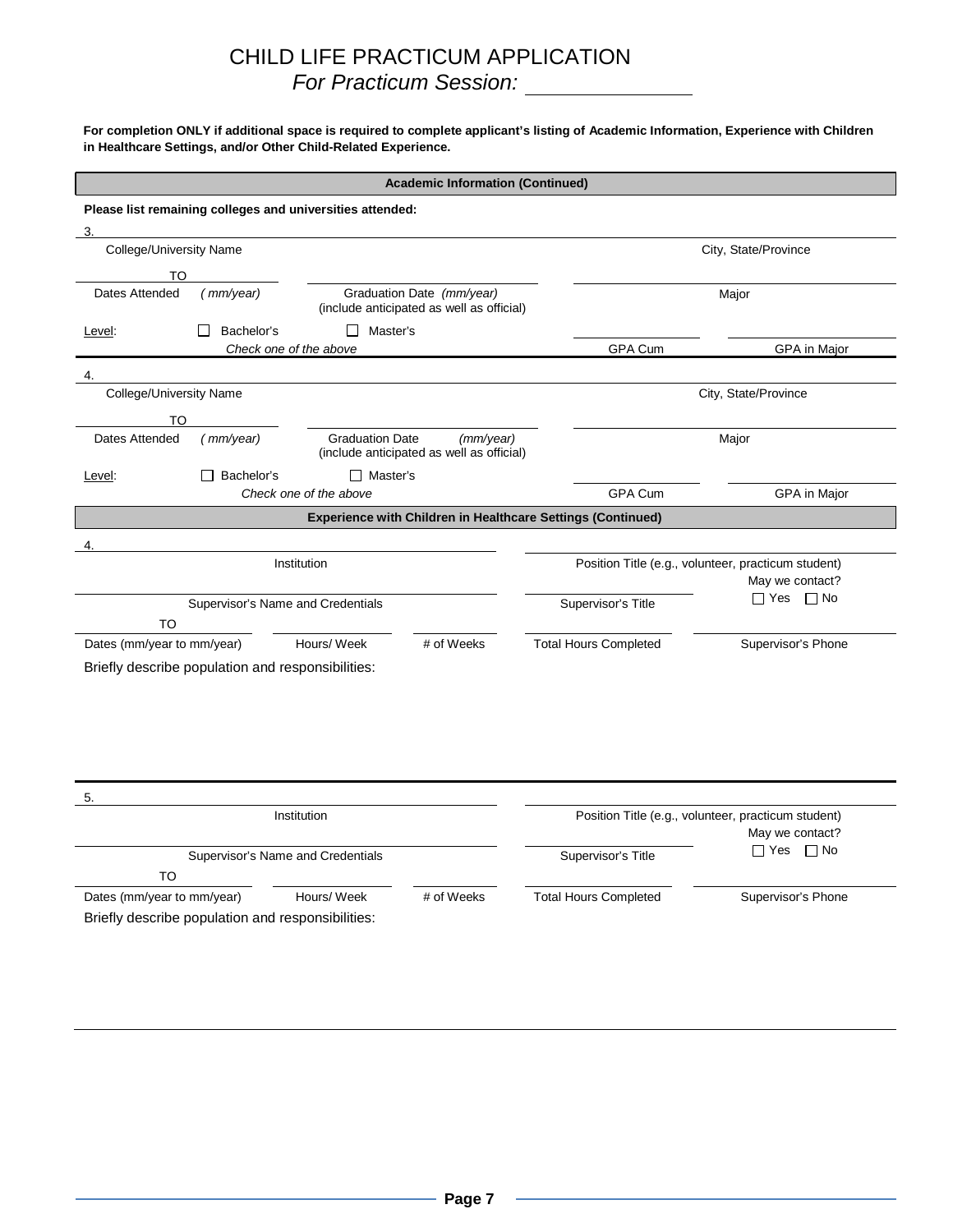# CHILD LIFE PRACTICUM APPLICATION

*For Practicum Session:* ______________

**For completion ONLY if additional space is required to complete applicant's listing of Academic Information, Experience with Children in Healthcare Settings, and/or Other Child-Related Experience.**

## Academic Information (Continued)

**Please list remaining colleges and universities attended:**

3. ______________________________________________

College/University Name | City, State/Province

______ TO ______

Dates Attended *(mm/year)* | Graduation Date *(mm/year)* (include anticipated as well as official) | Major

Level: ☐ Bachelor's ☐ Master's

*Check one of the above*

GPA Cum | GPA in Major

4. ______________________________________________

College/University Name | City, State/Province

______ TO ______

Dates Attended *(mm/year)* | Graduation Date *(mm/year)* (include anticipated as well as official) | Major

Level: ☐ Bachelor's ☐ Master's

*Check one of the above*

GPA Cum | GPA in Major

## Experience with Children in Healthcare Settings (Continued)

4. ______________________________________________

Institution | Position Title (e.g., volunteer, practicum student)

Supervisor's Name and Credentials | Supervisor's Title | May we contact? ☐ Yes ☐ No

______ TO ______

Dates (mm/year to mm/year) | Hours/ Week | # of Weeks | Total Hours Completed | Supervisor's Phone

Briefly describe population and responsibilities:

5. ______________________________________________

Institution | Position Title (e.g., volunteer, practicum student)

Supervisor's Name and Credentials | Supervisor's Title | May we contact? ☐ Yes ☐ No

______ TO ______

Dates (mm/year to mm/year) | Hours/ Week | # of Weeks | Total Hours Completed | Supervisor's Phone

Briefly describe population and responsibilities: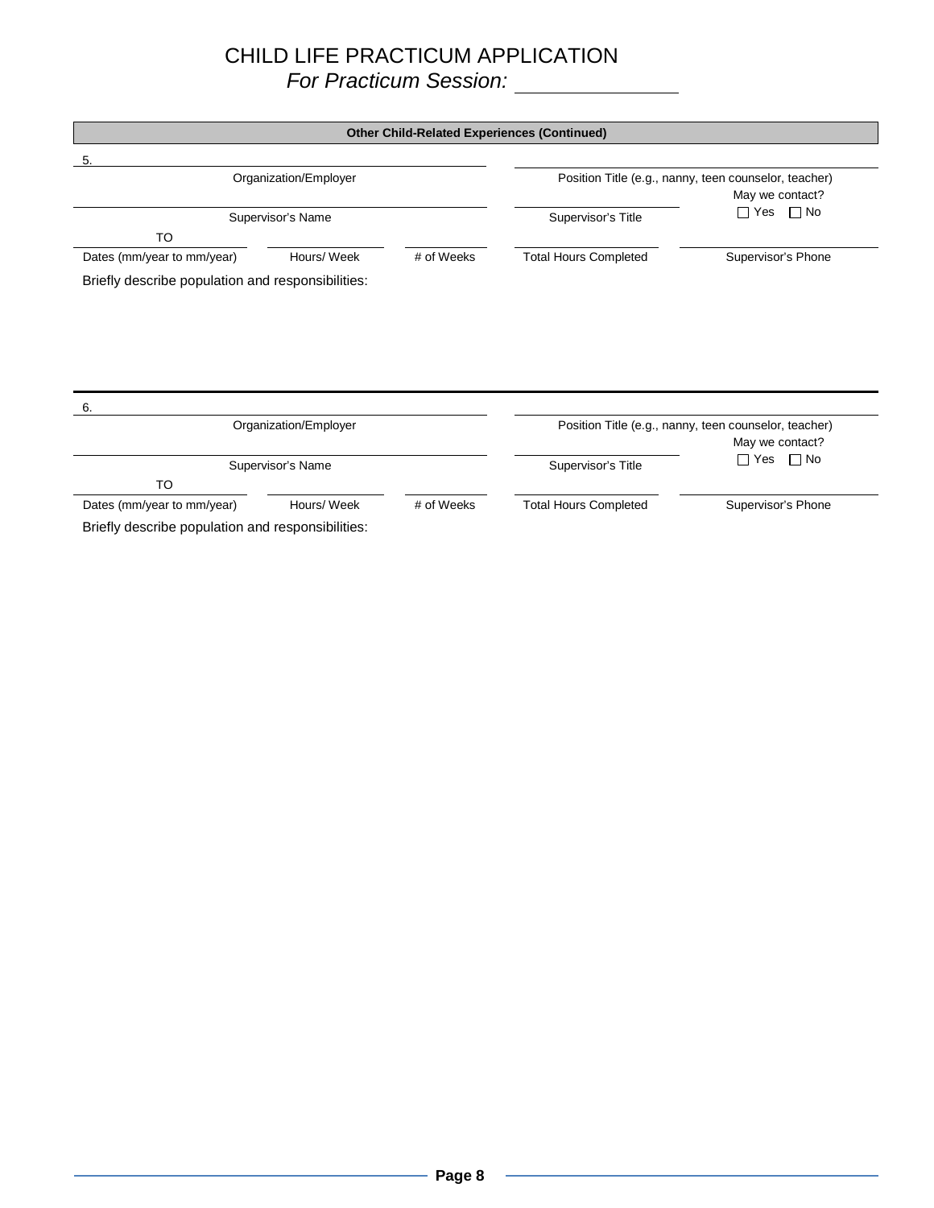# CHILD LIFE PRACTICUM APPLICATION

*For Practicum Session:* ______________

**Other Child-Related Experiences (Continued)**

5. ______________________________ ______________________________

Organization/Employer | Position Title (e.g., nanny, teen counselor, teacher)

______________________________ ______________________________ May we contact?

Supervisor's Name | Supervisor's Title | ☐ Yes ☐ No

______ TO ______ ______ ______ ______ ______

Dates (mm/year to mm/year) | Hours/ Week | # of Weeks | Total Hours Completed | Supervisor's Phone

Briefly describe population and responsibilities:

---

6. ______________________________ ______________________________

Organization/Employer | Position Title (e.g., nanny, teen counselor, teacher)

______________________________ ______________________________ May we contact?

Supervisor's Name | Supervisor's Title | ☐ Yes ☐ No

______ TO ______ ______ ______ ______ ______

Dates (mm/year to mm/year) | Hours/ Week | # of Weeks | Total Hours Completed | Supervisor's Phone

Briefly describe population and responsibilities: